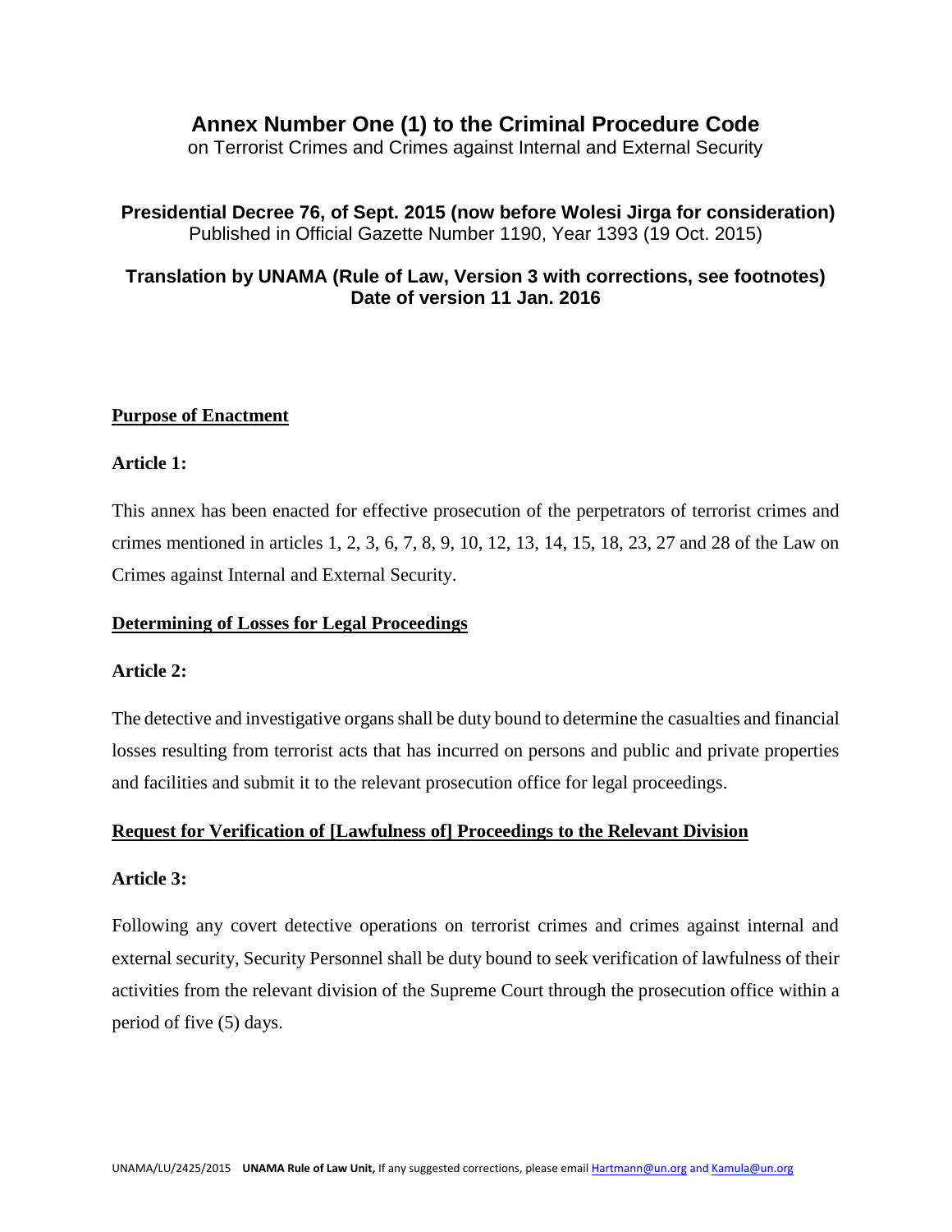# Annex Number One (1) to the Criminal Procedure Code

on Terrorist Crimes and Crimes against Internal and External Security

**Presidential Decree 76, of Sept. 2015 (now before Wolesi Jirga for consideration)**
Published in Official Gazette Number 1190, Year 1393 (19 Oct. 2015)

**Translation by UNAMA (Rule of Law, Version 3 with corrections, see footnotes)**
**Date of version 11 Jan. 2016**

**Purpose of Enactment**

**Article 1:**

This annex has been enacted for effective prosecution of the perpetrators of terrorist crimes and crimes mentioned in articles 1, 2, 3, 6, 7, 8, 9, 10, 12, 13, 14, 15, 18, 23, 27 and 28 of the Law on Crimes against Internal and External Security.

**Determining of Losses for Legal Proceedings**

**Article 2:**

The detective and investigative organs shall be duty bound to determine the casualties and financial losses resulting from terrorist acts that has incurred on persons and public and private properties and facilities and submit it to the relevant prosecution office for legal proceedings.

**Request for Verification of [Lawfulness of] Proceedings to the Relevant Division**

**Article 3:**

Following any covert detective operations on terrorist crimes and crimes against internal and external security, Security Personnel shall be duty bound to seek verification of lawfulness of their activities from the relevant division of the Supreme Court through the prosecution office within a period of five (5) days.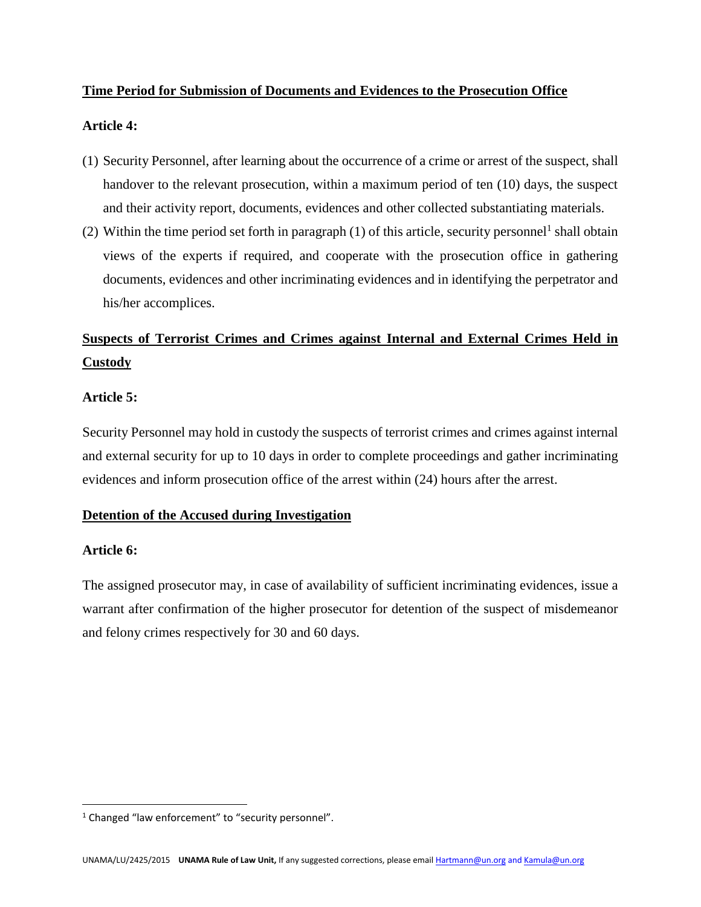**Time Period for Submission of Documents and Evidences to the Prosecution Office**

**Article 4:**

(1) Security Personnel, after learning about the occurrence of a crime or arrest of the suspect, shall handover to the relevant prosecution, within a maximum period of ten (10) days, the suspect and their activity report, documents, evidences and other collected substantiating materials.

(2) Within the time period set forth in paragraph (1) of this article, security personnel[1] shall obtain views of the experts if required, and cooperate with the prosecution office in gathering documents, evidences and other incriminating evidences and in identifying the perpetrator and his/her accomplices.

**Suspects of Terrorist Crimes and Crimes against Internal and External Crimes Held in Custody**

**Article 5:**

Security Personnel may hold in custody the suspects of terrorist crimes and crimes against internal and external security for up to 10 days in order to complete proceedings and gather incriminating evidences and inform prosecution office of the arrest within (24) hours after the arrest.

**Detention of the Accused during Investigation**

**Article 6:**

The assigned prosecutor may, in case of availability of sufficient incriminating evidences, issue a warrant after confirmation of the higher prosecutor for detention of the suspect of misdemeanor and felony crimes respectively for 30 and 60 days.

[1] Changed "law enforcement" to "security personnel".

UNAMA/LU/2425/2015 **UNAMA Rule of Law Unit,** If any suggested corrections, please email Hartmann@un.org and Kamula@un.org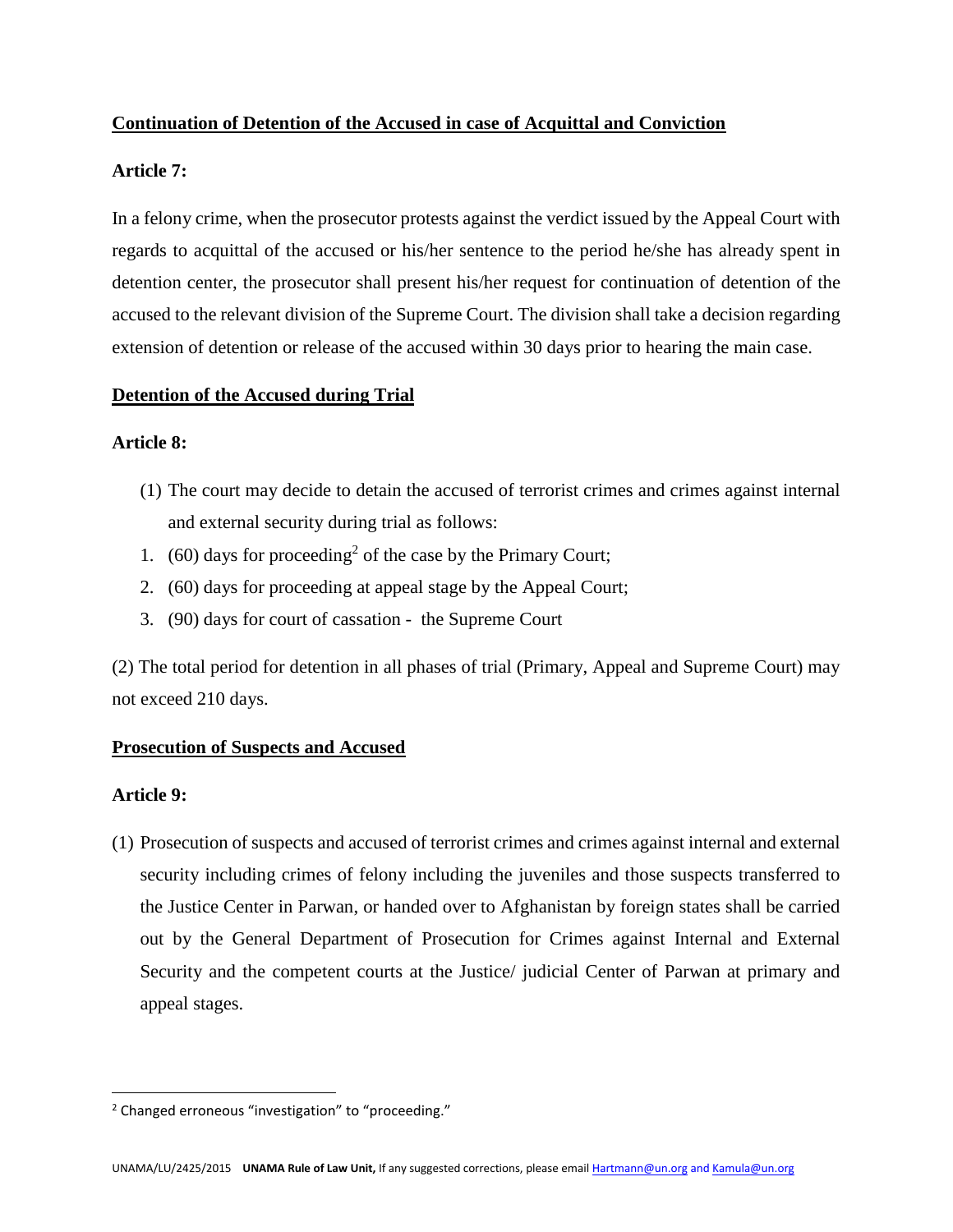**Continuation of Detention of the Accused in case of Acquittal and Conviction**

**Article 7:**

In a felony crime, when the prosecutor protests against the verdict issued by the Appeal Court with regards to acquittal of the accused or his/her sentence to the period he/she has already spent in detention center, the prosecutor shall present his/her request for continuation of detention of the accused to the relevant division of the Supreme Court. The division shall take a decision regarding extension of detention or release of the accused within 30 days prior to hearing the main case.

**Detention of the Accused during Trial**

**Article 8:**

(1) The court may decide to detain the accused of terrorist crimes and crimes against internal and external security during trial as follows:

1. (60) days for proceeding[2] of the case by the Primary Court;
2. (60) days for proceeding at appeal stage by the Appeal Court;
3. (90) days for court of cassation - the Supreme Court

(2) The total period for detention in all phases of trial (Primary, Appeal and Supreme Court) may not exceed 210 days.

**Prosecution of Suspects and Accused**

**Article 9:**

(1) Prosecution of suspects and accused of terrorist crimes and crimes against internal and external security including crimes of felony including the juveniles and those suspects transferred to the Justice Center in Parwan, or handed over to Afghanistan by foreign states shall be carried out by the General Department of Prosecution for Crimes against Internal and External Security and the competent courts at the Justice/ judicial Center of Parwan at primary and appeal stages.

[2] Changed erroneous "investigation" to "proceeding."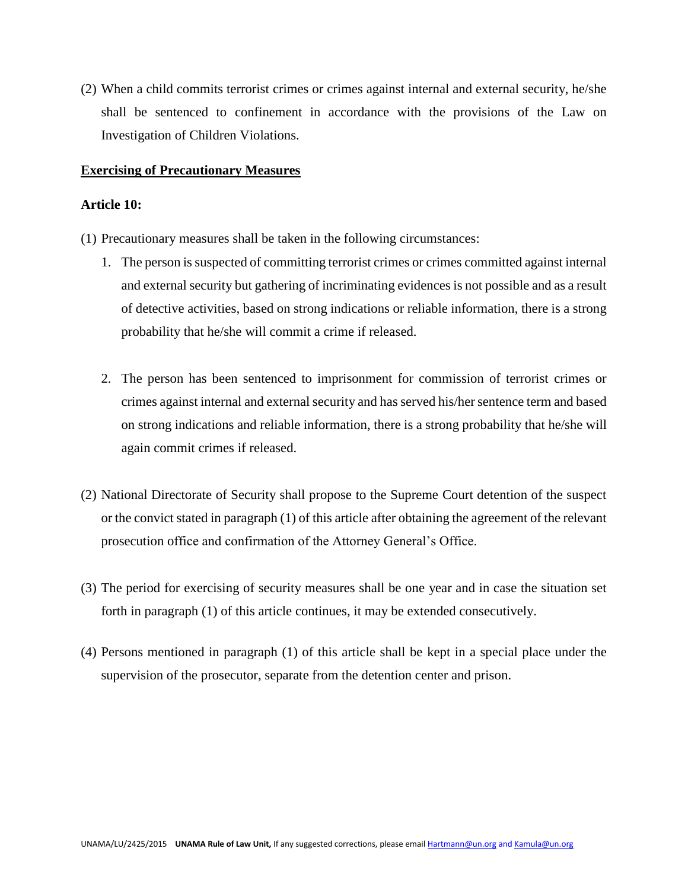(2) When a child commits terrorist crimes or crimes against internal and external security, he/she shall be sentenced to confinement in accordance with the provisions of the Law on Investigation of Children Violations.

**Exercising of Precautionary Measures**

**Article 10:**

(1) Precautionary measures shall be taken in the following circumstances:

1. The person is suspected of committing terrorist crimes or crimes committed against internal and external security but gathering of incriminating evidences is not possible and as a result of detective activities, based on strong indications or reliable information, there is a strong probability that he/she will commit a crime if released.

2. The person has been sentenced to imprisonment for commission of terrorist crimes or crimes against internal and external security and has served his/her sentence term and based on strong indications and reliable information, there is a strong probability that he/she will again commit crimes if released.

(2) National Directorate of Security shall propose to the Supreme Court detention of the suspect or the convict stated in paragraph (1) of this article after obtaining the agreement of the relevant prosecution office and confirmation of the Attorney General's Office.

(3) The period for exercising of security measures shall be one year and in case the situation set forth in paragraph (1) of this article continues, it may be extended consecutively.

(4) Persons mentioned in paragraph (1) of this article shall be kept in a special place under the supervision of the prosecutor, separate from the detention center and prison.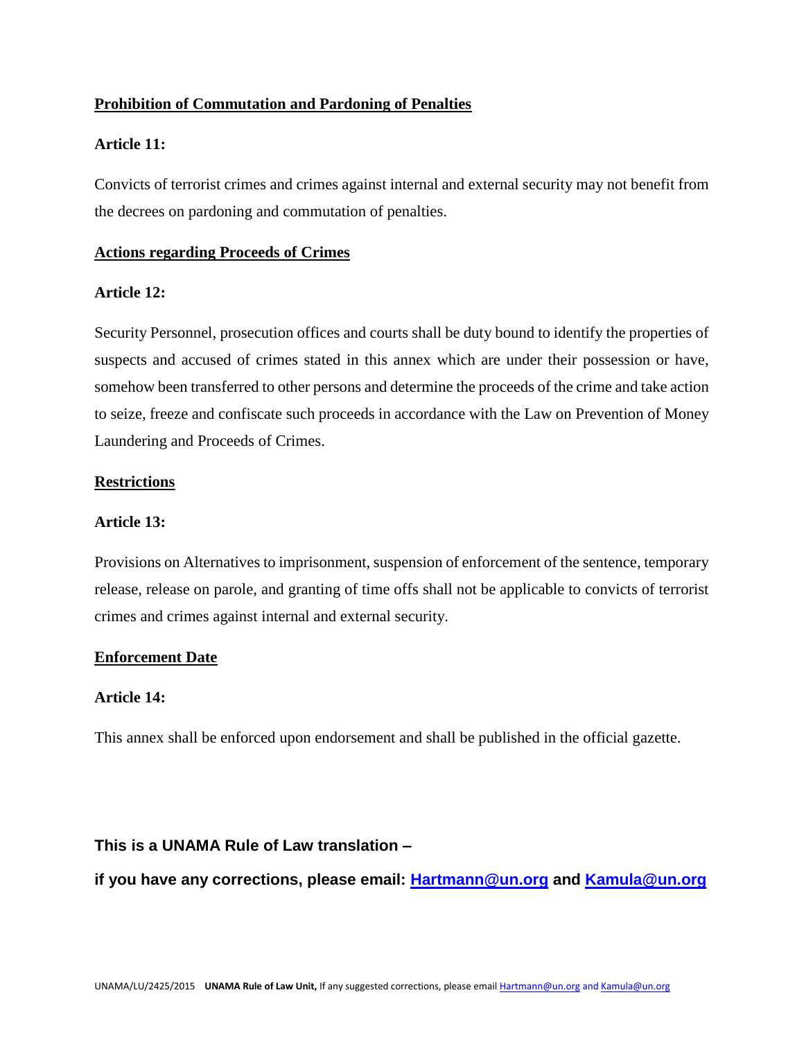**Prohibition of Commutation and Pardoning of Penalties**

**Article 11:**

Convicts of terrorist crimes and crimes against internal and external security may not benefit from the decrees on pardoning and commutation of penalties.

**Actions regarding Proceeds of Crimes**

**Article 12:**

Security Personnel, prosecution offices and courts shall be duty bound to identify the properties of suspects and accused of crimes stated in this annex which are under their possession or have, somehow been transferred to other persons and determine the proceeds of the crime and take action to seize, freeze and confiscate such proceeds in accordance with the Law on Prevention of Money Laundering and Proceeds of Crimes.

**Restrictions**

**Article 13:**

Provisions on Alternatives to imprisonment, suspension of enforcement of the sentence, temporary release, release on parole, and granting of time offs shall not be applicable to convicts of terrorist crimes and crimes against internal and external security.

**Enforcement Date**

**Article 14:**

This annex shall be enforced upon endorsement and shall be published in the official gazette.

**This is a UNAMA Rule of Law translation –**

**if you have any corrections, please email: Hartmann@un.org and Kamula@un.org**